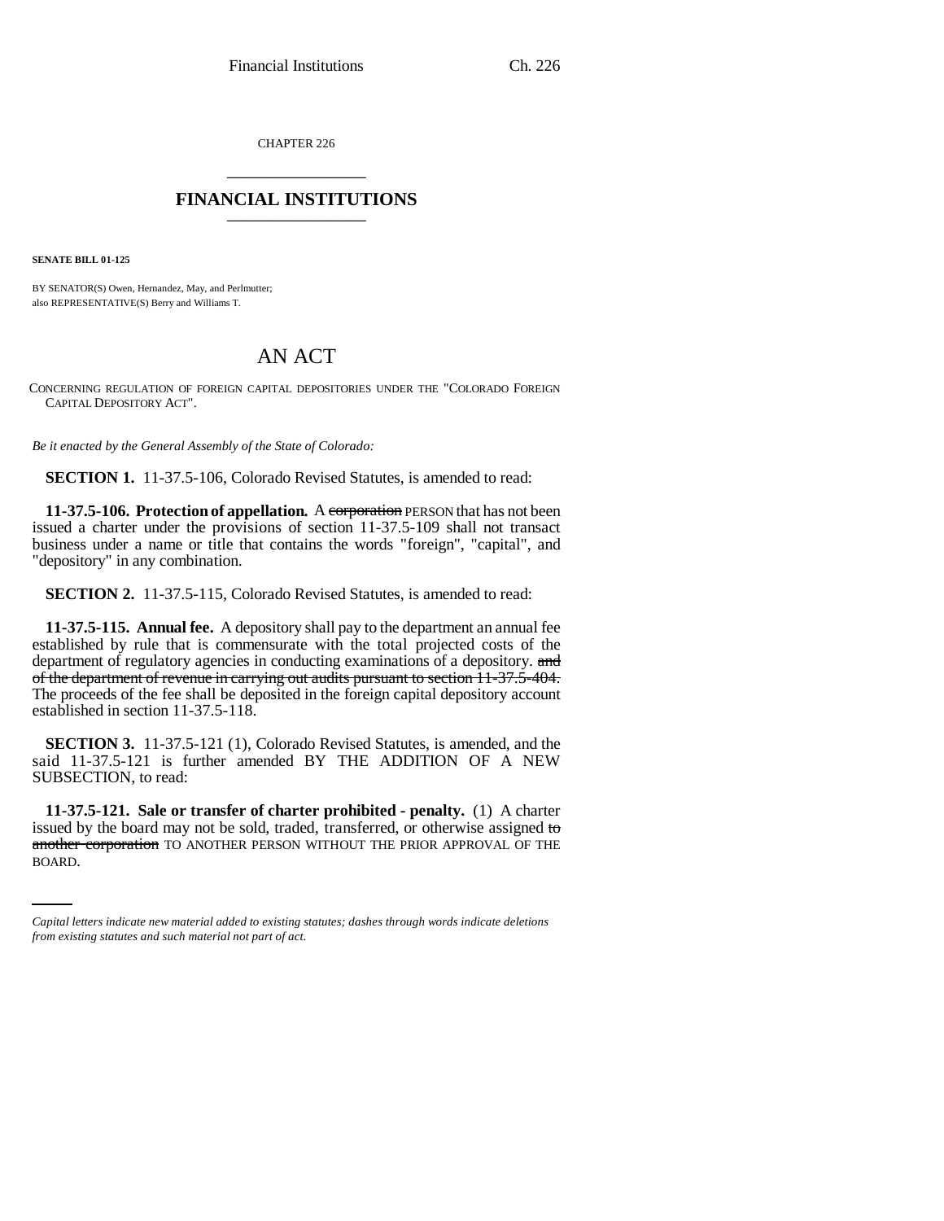CHAPTER 226

# FINANCIAL INSTITUTIONS

**SENATE BILL 01-125**

BY SENATOR(S) Owen, Hernandez, May, and Perlmutter;
also REPRESENTATIVE(S) Berry and Williams T.

# AN ACT

CONCERNING REGULATION OF FOREIGN CAPITAL DEPOSITORIES UNDER THE "COLORADO FOREIGN CAPITAL DEPOSITORY ACT".

*Be it enacted by the General Assembly of the State of Colorado:*

**SECTION 1.** 11-37.5-106, Colorado Revised Statutes, is amended to read:

**11-37.5-106. Protection of appellation.** A ~~corporation~~ PERSON that has not been issued a charter under the provisions of section 11-37.5-109 shall not transact business under a name or title that contains the words "foreign", "capital", and "depository" in any combination.

**SECTION 2.** 11-37.5-115, Colorado Revised Statutes, is amended to read:

**11-37.5-115. Annual fee.** A depository shall pay to the department an annual fee established by rule that is commensurate with the total projected costs of the department of regulatory agencies in conducting examinations of a depository. ~~and of the department of revenue in carrying out audits pursuant to section 11-37.5-404.~~ The proceeds of the fee shall be deposited in the foreign capital depository account established in section 11-37.5-118.

**SECTION 3.** 11-37.5-121 (1), Colorado Revised Statutes, is amended, and the said 11-37.5-121 is further amended BY THE ADDITION OF A NEW SUBSECTION, to read:

**11-37.5-121. Sale or transfer of charter prohibited - penalty.** (1) A charter issued by the board may not be sold, traded, transferred, or otherwise assigned ~~to another corporation~~ TO ANOTHER PERSON WITHOUT THE PRIOR APPROVAL OF THE BOARD.

*Capital letters indicate new material added to existing statutes; dashes through words indicate deletions from existing statutes and such material not part of act.*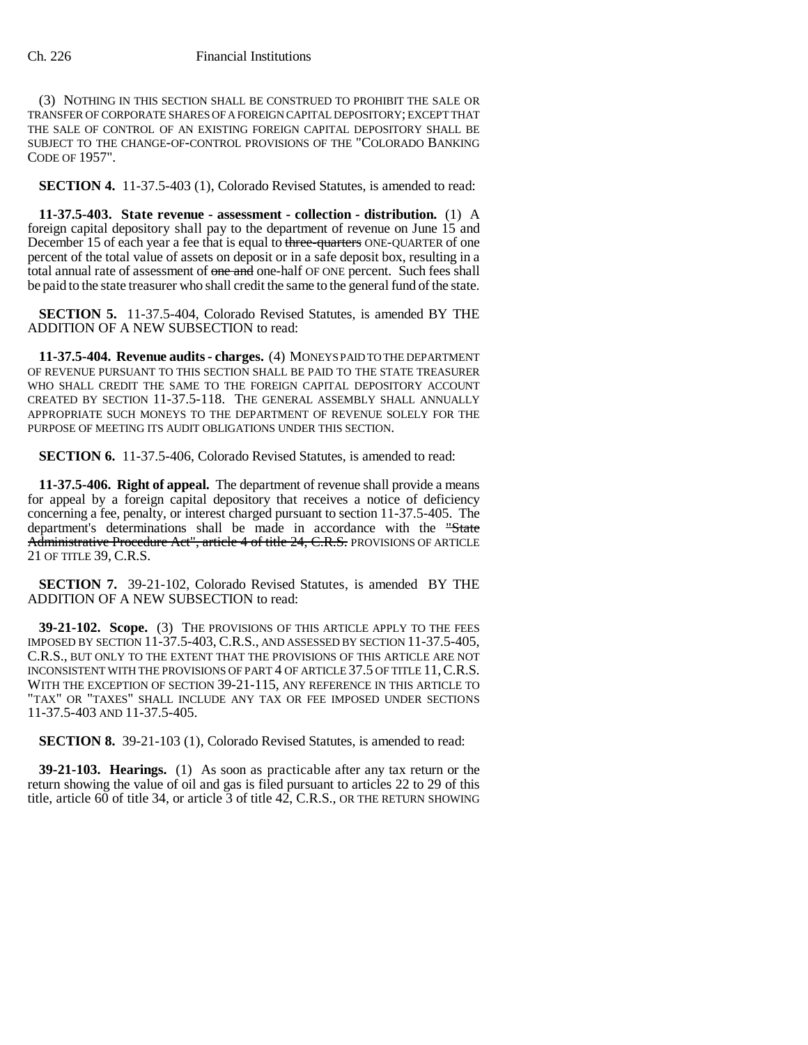(3) NOTHING IN THIS SECTION SHALL BE CONSTRUED TO PROHIBIT THE SALE OR TRANSFER OF CORPORATE SHARES OF A FOREIGN CAPITAL DEPOSITORY; EXCEPT THAT THE SALE OF CONTROL OF AN EXISTING FOREIGN CAPITAL DEPOSITORY SHALL BE SUBJECT TO THE CHANGE-OF-CONTROL PROVISIONS OF THE "COLORADO BANKING CODE OF 1957".

**SECTION 4.** 11-37.5-403 (1), Colorado Revised Statutes, is amended to read:

**11-37.5-403. State revenue - assessment - collection - distribution.** (1) A foreign capital depository shall pay to the department of revenue on June 15 and December 15 of each year a fee that is equal to ~~three-quarters~~ ONE-QUARTER of one percent of the total value of assets on deposit or in a safe deposit box, resulting in a total annual rate of assessment of ~~one and~~ one-half OF ONE percent. Such fees shall be paid to the state treasurer who shall credit the same to the general fund of the state.

**SECTION 5.** 11-37.5-404, Colorado Revised Statutes, is amended BY THE ADDITION OF A NEW SUBSECTION to read:

**11-37.5-404. Revenue audits - charges.** (4) MONEYS PAID TO THE DEPARTMENT OF REVENUE PURSUANT TO THIS SECTION SHALL BE PAID TO THE STATE TREASURER WHO SHALL CREDIT THE SAME TO THE FOREIGN CAPITAL DEPOSITORY ACCOUNT CREATED BY SECTION 11-37.5-118. THE GENERAL ASSEMBLY SHALL ANNUALLY APPROPRIATE SUCH MONEYS TO THE DEPARTMENT OF REVENUE SOLELY FOR THE PURPOSE OF MEETING ITS AUDIT OBLIGATIONS UNDER THIS SECTION.

**SECTION 6.** 11-37.5-406, Colorado Revised Statutes, is amended to read:

**11-37.5-406. Right of appeal.** The department of revenue shall provide a means for appeal by a foreign capital depository that receives a notice of deficiency concerning a fee, penalty, or interest charged pursuant to section 11-37.5-405. The department's determinations shall be made in accordance with the ~~"State Administrative Procedure Act", article 4 of title 24, C.R.S.~~ PROVISIONS OF ARTICLE 21 OF TITLE 39, C.R.S.

**SECTION 7.** 39-21-102, Colorado Revised Statutes, is amended BY THE ADDITION OF A NEW SUBSECTION to read:

**39-21-102. Scope.** (3) THE PROVISIONS OF THIS ARTICLE APPLY TO THE FEES IMPOSED BY SECTION 11-37.5-403, C.R.S., AND ASSESSED BY SECTION 11-37.5-405, C.R.S., BUT ONLY TO THE EXTENT THAT THE PROVISIONS OF THIS ARTICLE ARE NOT INCONSISTENT WITH THE PROVISIONS OF PART 4 OF ARTICLE 37.5 OF TITLE 11, C.R.S. WITH THE EXCEPTION OF SECTION 39-21-115, ANY REFERENCE IN THIS ARTICLE TO "TAX" OR "TAXES" SHALL INCLUDE ANY TAX OR FEE IMPOSED UNDER SECTIONS 11-37.5-403 AND 11-37.5-405.

**SECTION 8.** 39-21-103 (1), Colorado Revised Statutes, is amended to read:

**39-21-103. Hearings.** (1) As soon as practicable after any tax return or the return showing the value of oil and gas is filed pursuant to articles 22 to 29 of this title, article 60 of title 34, or article 3 of title 42, C.R.S., OR THE RETURN SHOWING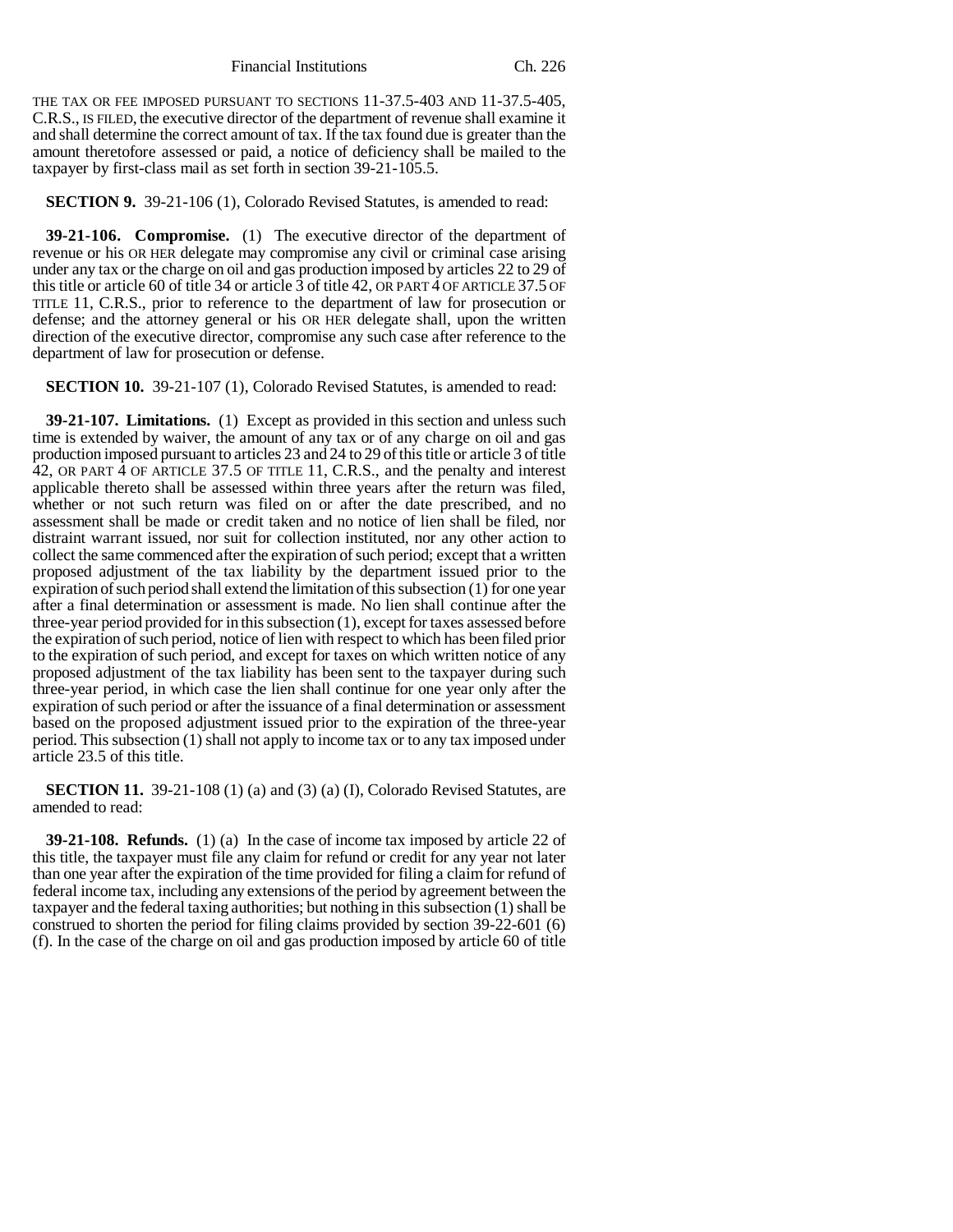THE TAX OR FEE IMPOSED PURSUANT TO SECTIONS 11-37.5-403 AND 11-37.5-405, C.R.S., IS FILED, the executive director of the department of revenue shall examine it and shall determine the correct amount of tax. If the tax found due is greater than the amount theretofore assessed or paid, a notice of deficiency shall be mailed to the taxpayer by first-class mail as set forth in section 39-21-105.5.

**SECTION 9.** 39-21-106 (1), Colorado Revised Statutes, is amended to read:

**39-21-106. Compromise.** (1) The executive director of the department of revenue or his OR HER delegate may compromise any civil or criminal case arising under any tax or the charge on oil and gas production imposed by articles 22 to 29 of this title or article 60 of title 34 or article 3 of title 42, OR PART 4 OF ARTICLE 37.5 OF TITLE 11, C.R.S., prior to reference to the department of law for prosecution or defense; and the attorney general or his OR HER delegate shall, upon the written direction of the executive director, compromise any such case after reference to the department of law for prosecution or defense.

**SECTION 10.** 39-21-107 (1), Colorado Revised Statutes, is amended to read:

**39-21-107. Limitations.** (1) Except as provided in this section and unless such time is extended by waiver, the amount of any tax or of any charge on oil and gas production imposed pursuant to articles 23 and 24 to 29 of this title or article 3 of title 42, OR PART 4 OF ARTICLE 37.5 OF TITLE 11, C.R.S., and the penalty and interest applicable thereto shall be assessed within three years after the return was filed, whether or not such return was filed on or after the date prescribed, and no assessment shall be made or credit taken and no notice of lien shall be filed, nor distraint warrant issued, nor suit for collection instituted, nor any other action to collect the same commenced after the expiration of such period; except that a written proposed adjustment of the tax liability by the department issued prior to the expiration of such period shall extend the limitation of this subsection (1) for one year after a final determination or assessment is made. No lien shall continue after the three-year period provided for in this subsection (1), except for taxes assessed before the expiration of such period, notice of lien with respect to which has been filed prior to the expiration of such period, and except for taxes on which written notice of any proposed adjustment of the tax liability has been sent to the taxpayer during such three-year period, in which case the lien shall continue for one year only after the expiration of such period or after the issuance of a final determination or assessment based on the proposed adjustment issued prior to the expiration of the three-year period. This subsection (1) shall not apply to income tax or to any tax imposed under article 23.5 of this title.

**SECTION 11.** 39-21-108 (1) (a) and (3) (a) (I), Colorado Revised Statutes, are amended to read:

**39-21-108. Refunds.** (1) (a) In the case of income tax imposed by article 22 of this title, the taxpayer must file any claim for refund or credit for any year not later than one year after the expiration of the time provided for filing a claim for refund of federal income tax, including any extensions of the period by agreement between the taxpayer and the federal taxing authorities; but nothing in this subsection (1) shall be construed to shorten the period for filing claims provided by section 39-22-601 (6) (f). In the case of the charge on oil and gas production imposed by article 60 of title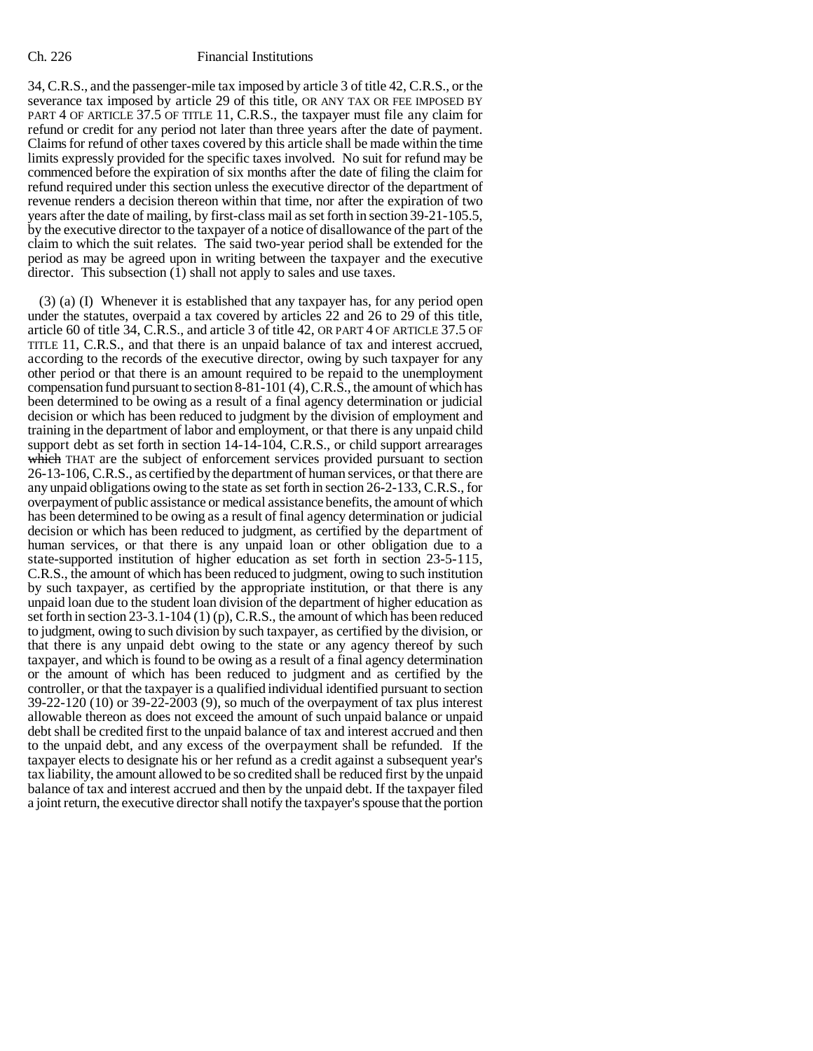34, C.R.S., and the passenger-mile tax imposed by article 3 of title 42, C.R.S., or the severance tax imposed by article 29 of this title, OR ANY TAX OR FEE IMPOSED BY PART 4 OF ARTICLE 37.5 OF TITLE 11, C.R.S., the taxpayer must file any claim for refund or credit for any period not later than three years after the date of payment. Claims for refund of other taxes covered by this article shall be made within the time limits expressly provided for the specific taxes involved. No suit for refund may be commenced before the expiration of six months after the date of filing the claim for refund required under this section unless the executive director of the department of revenue renders a decision thereon within that time, nor after the expiration of two years after the date of mailing, by first-class mail as set forth in section 39-21-105.5, by the executive director to the taxpayer of a notice of disallowance of the part of the claim to which the suit relates. The said two-year period shall be extended for the period as may be agreed upon in writing between the taxpayer and the executive director. This subsection (1) shall not apply to sales and use taxes.

(3) (a) (I) Whenever it is established that any taxpayer has, for any period open under the statutes, overpaid a tax covered by articles 22 and 26 to 29 of this title, article 60 of title 34, C.R.S., and article 3 of title 42, OR PART 4 OF ARTICLE 37.5 OF TITLE 11, C.R.S., and that there is an unpaid balance of tax and interest accrued, according to the records of the executive director, owing by such taxpayer for any other period or that there is an amount required to be repaid to the unemployment compensation fund pursuant to section 8-81-101 (4), C.R.S., the amount of which has been determined to be owing as a result of a final agency determination or judicial decision or which has been reduced to judgment by the division of employment and training in the department of labor and employment, or that there is any unpaid child support debt as set forth in section 14-14-104, C.R.S., or child support arrearages ~~which~~ THAT are the subject of enforcement services provided pursuant to section 26-13-106, C.R.S., as certified by the department of human services, or that there are any unpaid obligations owing to the state as set forth in section 26-2-133, C.R.S., for overpayment of public assistance or medical assistance benefits, the amount of which has been determined to be owing as a result of final agency determination or judicial decision or which has been reduced to judgment, as certified by the department of human services, or that there is any unpaid loan or other obligation due to a state-supported institution of higher education as set forth in section 23-5-115, C.R.S., the amount of which has been reduced to judgment, owing to such institution by such taxpayer, as certified by the appropriate institution, or that there is any unpaid loan due to the student loan division of the department of higher education as set forth in section 23-3.1-104 (1) (p), C.R.S., the amount of which has been reduced to judgment, owing to such division by such taxpayer, as certified by the division, or that there is any unpaid debt owing to the state or any agency thereof by such taxpayer, and which is found to be owing as a result of a final agency determination or the amount of which has been reduced to judgment and as certified by the controller, or that the taxpayer is a qualified individual identified pursuant to section 39-22-120 (10) or 39-22-2003 (9), so much of the overpayment of tax plus interest allowable thereon as does not exceed the amount of such unpaid balance or unpaid debt shall be credited first to the unpaid balance of tax and interest accrued and then to the unpaid debt, and any excess of the overpayment shall be refunded. If the taxpayer elects to designate his or her refund as a credit against a subsequent year's tax liability, the amount allowed to be so credited shall be reduced first by the unpaid balance of tax and interest accrued and then by the unpaid debt. If the taxpayer filed a joint return, the executive director shall notify the taxpayer's spouse that the portion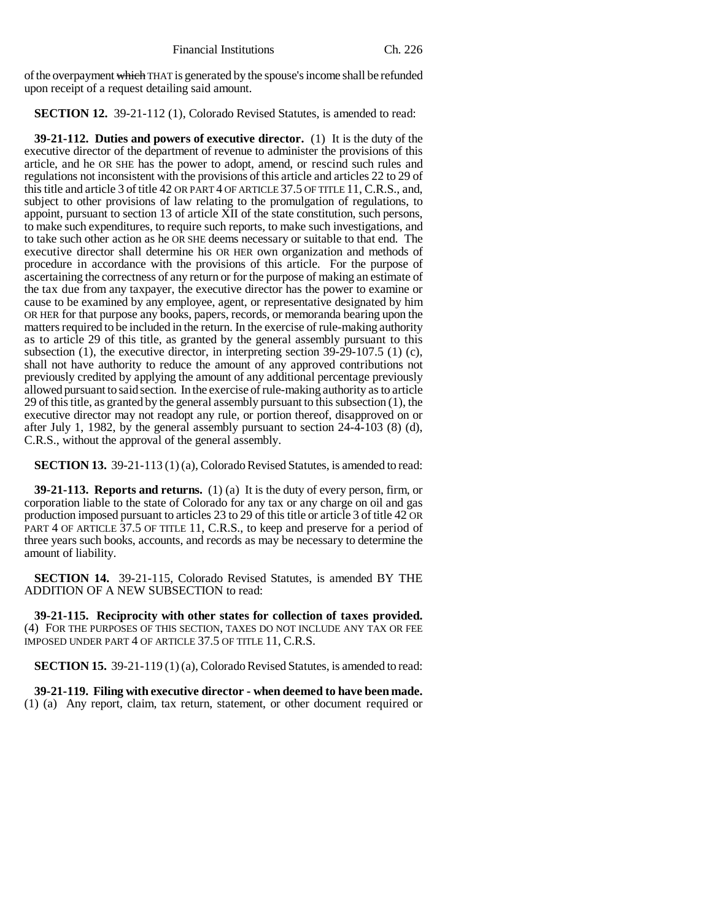of the overpayment ~~which~~ THAT is generated by the spouse's income shall be refunded upon receipt of a request detailing said amount.

**SECTION 12.** 39-21-112 (1), Colorado Revised Statutes, is amended to read:

**39-21-112. Duties and powers of executive director.** (1) It is the duty of the executive director of the department of revenue to administer the provisions of this article, and he OR SHE has the power to adopt, amend, or rescind such rules and regulations not inconsistent with the provisions of this article and articles 22 to 29 of this title and article 3 of title 42 OR PART 4 OF ARTICLE 37.5 OF TITLE 11, C.R.S., and, subject to other provisions of law relating to the promulgation of regulations, to appoint, pursuant to section 13 of article XII of the state constitution, such persons, to make such expenditures, to require such reports, to make such investigations, and to take such other action as he OR SHE deems necessary or suitable to that end. The executive director shall determine his OR HER own organization and methods of procedure in accordance with the provisions of this article. For the purpose of ascertaining the correctness of any return or for the purpose of making an estimate of the tax due from any taxpayer, the executive director has the power to examine or cause to be examined by any employee, agent, or representative designated by him OR HER for that purpose any books, papers, records, or memoranda bearing upon the matters required to be included in the return. In the exercise of rule-making authority as to article 29 of this title, as granted by the general assembly pursuant to this subsection (1), the executive director, in interpreting section 39-29-107.5 (1) (c), shall not have authority to reduce the amount of any approved contributions not previously credited by applying the amount of any additional percentage previously allowed pursuant to said section. In the exercise of rule-making authority as to article 29 of this title, as granted by the general assembly pursuant to this subsection (1), the executive director may not readopt any rule, or portion thereof, disapproved on or after July 1, 1982, by the general assembly pursuant to section 24-4-103 (8) (d), C.R.S., without the approval of the general assembly.

**SECTION 13.** 39-21-113 (1) (a), Colorado Revised Statutes, is amended to read:

**39-21-113. Reports and returns.** (1) (a) It is the duty of every person, firm, or corporation liable to the state of Colorado for any tax or any charge on oil and gas production imposed pursuant to articles 23 to 29 of this title or article 3 of title 42 OR PART 4 OF ARTICLE 37.5 OF TITLE 11, C.R.S., to keep and preserve for a period of three years such books, accounts, and records as may be necessary to determine the amount of liability.

**SECTION 14.** 39-21-115, Colorado Revised Statutes, is amended BY THE ADDITION OF A NEW SUBSECTION to read:

**39-21-115. Reciprocity with other states for collection of taxes provided.** (4) FOR THE PURPOSES OF THIS SECTION, TAXES DO NOT INCLUDE ANY TAX OR FEE IMPOSED UNDER PART 4 OF ARTICLE 37.5 OF TITLE 11, C.R.S.

**SECTION 15.** 39-21-119 (1) (a), Colorado Revised Statutes, is amended to read:

**39-21-119. Filing with executive director - when deemed to have been made.** (1) (a) Any report, claim, tax return, statement, or other document required or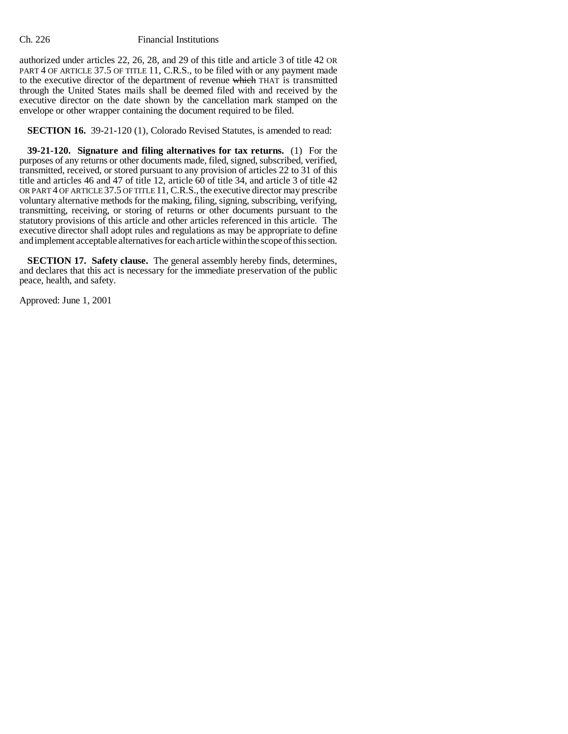authorized under articles 22, 26, 28, and 29 of this title and article 3 of title 42 OR PART 4 OF ARTICLE 37.5 OF TITLE 11, C.R.S., to be filed with or any payment made to the executive director of the department of revenue ~~which~~ THAT is transmitted through the United States mails shall be deemed filed with and received by the executive director on the date shown by the cancellation mark stamped on the envelope or other wrapper containing the document required to be filed.

**SECTION 16.** 39-21-120 (1), Colorado Revised Statutes, is amended to read:

**39-21-120. Signature and filing alternatives for tax returns.** (1) For the purposes of any returns or other documents made, filed, signed, subscribed, verified, transmitted, received, or stored pursuant to any provision of articles 22 to 31 of this title and articles 46 and 47 of title 12, article 60 of title 34, and article 3 of title 42 OR PART 4 OF ARTICLE 37.5 OF TITLE 11, C.R.S., the executive director may prescribe voluntary alternative methods for the making, filing, signing, subscribing, verifying, transmitting, receiving, or storing of returns or other documents pursuant to the statutory provisions of this article and other articles referenced in this article. The executive director shall adopt rules and regulations as may be appropriate to define and implement acceptable alternatives for each article within the scope of this section.

**SECTION 17. Safety clause.** The general assembly hereby finds, determines, and declares that this act is necessary for the immediate preservation of the public peace, health, and safety.

Approved: June 1, 2001